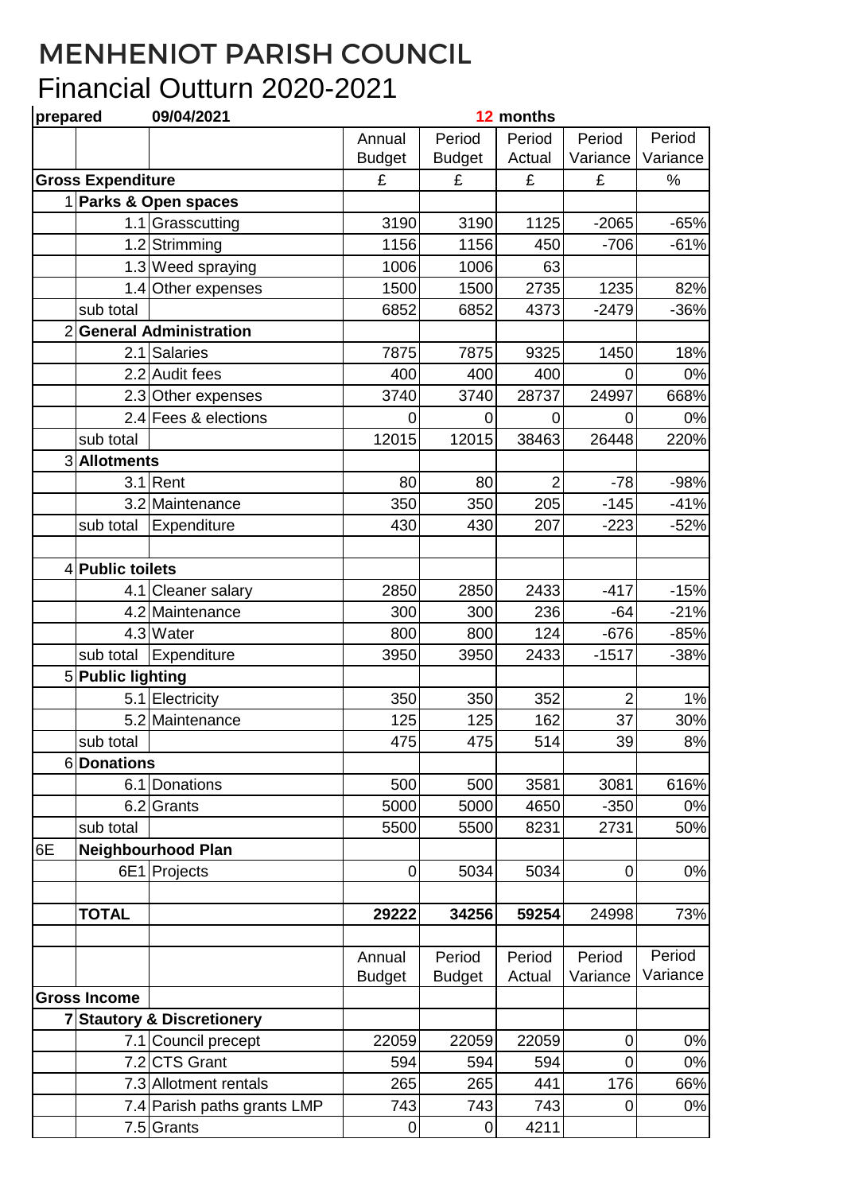# MENHENIOT PARISH COUNCIL

# Financial Outturn 2020-2021

**prepared** **09/04/2021** **12 months**

| | | | Annual Budget | Period Budget | Period Actual | Period Variance | Period Variance |
|---|---|---|---|---|---|---|---|
| **Gross Expenditure** | | | £ | £ | £ | £ | % |
| 1 | **Parks & Open spaces** | | | | | | |
| | 1.1 | Grasscutting | 3190 | 3190 | 1125 | -2065 | -65% |
| | 1.2 | Strimming | 1156 | 1156 | 450 | -706 | -61% |
| | 1.3 | Weed spraying | 1006 | 1006 | 63 | | |
| | 1.4 | Other expenses | 1500 | 1500 | 2735 | 1235 | 82% |
| | sub total | | 6852 | 6852 | 4373 | -2479 | -36% |
| 2 | **General Administration** | | | | | | |
| | 2.1 | Salaries | 7875 | 7875 | 9325 | 1450 | 18% |
| | 2.2 | Audit fees | 400 | 400 | 400 | 0 | 0% |
| | 2.3 | Other expenses | 3740 | 3740 | 28737 | 24997 | 668% |
| | 2.4 | Fees & elections | 0 | 0 | 0 | 0 | 0% |
| | sub total | | 12015 | 12015 | 38463 | 26448 | 220% |
| 3 | **Allotments** | | | | | | |
| | 3.1 | Rent | 80 | 80 | 2 | -78 | -98% |
| | 3.2 | Maintenance | 350 | 350 | 205 | -145 | -41% |
| | sub total | Expenditure | 430 | 430 | 207 | -223 | -52% |
| | | | | | | | |
| 4 | **Public toilets** | | | | | | |
| | 4.1 | Cleaner salary | 2850 | 2850 | 2433 | -417 | -15% |
| | 4.2 | Maintenance | 300 | 300 | 236 | -64 | -21% |
| | 4.3 | Water | 800 | 800 | 124 | -676 | -85% |
| | sub total | Expenditure | 3950 | 3950 | 2433 | -1517 | -38% |
| 5 | **Public lighting** | | | | | | |
| | 5.1 | Electricity | 350 | 350 | 352 | 2 | 1% |
| | 5.2 | Maintenance | 125 | 125 | 162 | 37 | 30% |
| | sub total | | 475 | 475 | 514 | 39 | 8% |
| 6 | **Donations** | | | | | | |
| | 6.1 | Donations | 500 | 500 | 3581 | 3081 | 616% |
| | 6.2 | Grants | 5000 | 5000 | 4650 | -350 | 0% |
| | sub total | | 5500 | 5500 | 8231 | 2731 | 50% |
| 6E | **Neighbourhood Plan** | | | | | | |
| | 6E1 | Projects | 0 | 5034 | 5034 | 0 | 0% |
| | | | | | | | |
| | **TOTAL** | | **29222** | **34256** | **59254** | 24998 | 73% |
| | | | | | | | |
| | | | Annual Budget | Period Budget | Period Actual | Period Variance | Period Variance |
| **Gross Income** | | | | | | | |
| 7 | **Stautory & Discretionery** | | | | | | |
| | 7.1 | Council precept | 22059 | 22059 | 22059 | 0 | 0% |
| | 7.2 | CTS Grant | 594 | 594 | 594 | 0 | 0% |
| | 7.3 | Allotment rentals | 265 | 265 | 441 | 176 | 66% |
| | 7.4 | Parish paths grants LMP | 743 | 743 | 743 | 0 | 0% |
| | 7.5 | Grants | 0 | 0 | 4211 | | |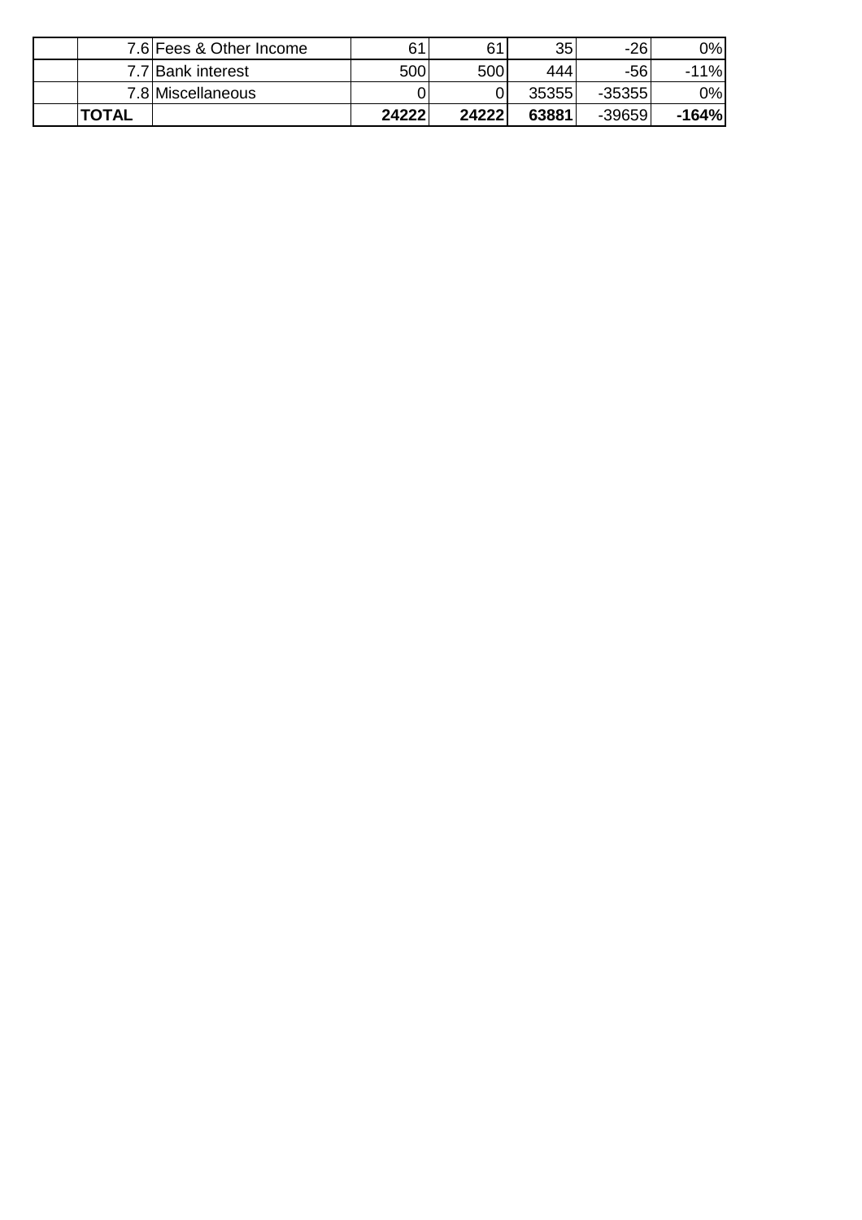| | | | | | | |
|---|---|---|---|---|---|---|
| | 7.6 | Fees & Other Income | 61 | 61 | 35 | -26 | 0% |
| | 7.7 | Bank interest | 500 | 500 | 444 | -56 | -11% |
| | 7.8 | Miscellaneous | 0 | 0 | 35355 | -35355 | 0% |
| | **TOTAL** | | **24222** | **24222** | **63881** | -39659 | **-164%** |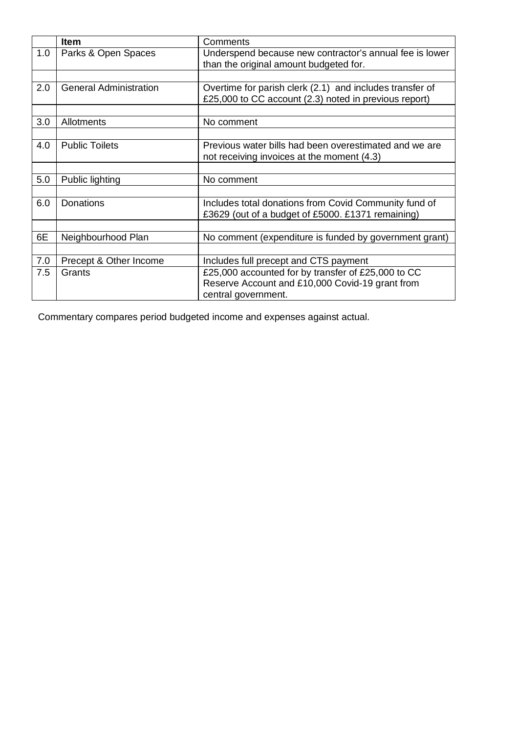| | Item | Comments |
|---|---|---|
| 1.0 | Parks & Open Spaces | Underspend because new contractor's annual fee is lower than the original amount budgeted for. |
| | | |
| 2.0 | General Administration | Overtime for parish clerk (2.1) and includes transfer of £25,000 to CC account (2.3) noted in previous report) |
| | | |
| 3.0 | Allotments | No comment |
| | | |
| 4.0 | Public Toilets | Previous water bills had been overestimated and we are not receiving invoices at the moment (4.3) |
| | | |
| 5.0 | Public lighting | No comment |
| | | |
| 6.0 | Donations | Includes total donations from Covid Community fund of £3629 (out of a budget of £5000. £1371 remaining) |
| | | |
| 6E | Neighbourhood Plan | No comment (expenditure is funded by government grant) |
| | | |
| 7.0 | Precept & Other Income | Includes full precept and CTS payment |
| 7.5 | Grants | £25,000 accounted for by transfer of £25,000 to CC Reserve Account and £10,000 Covid-19 grant from central government. |

Commentary compares period budgeted income and expenses against actual.